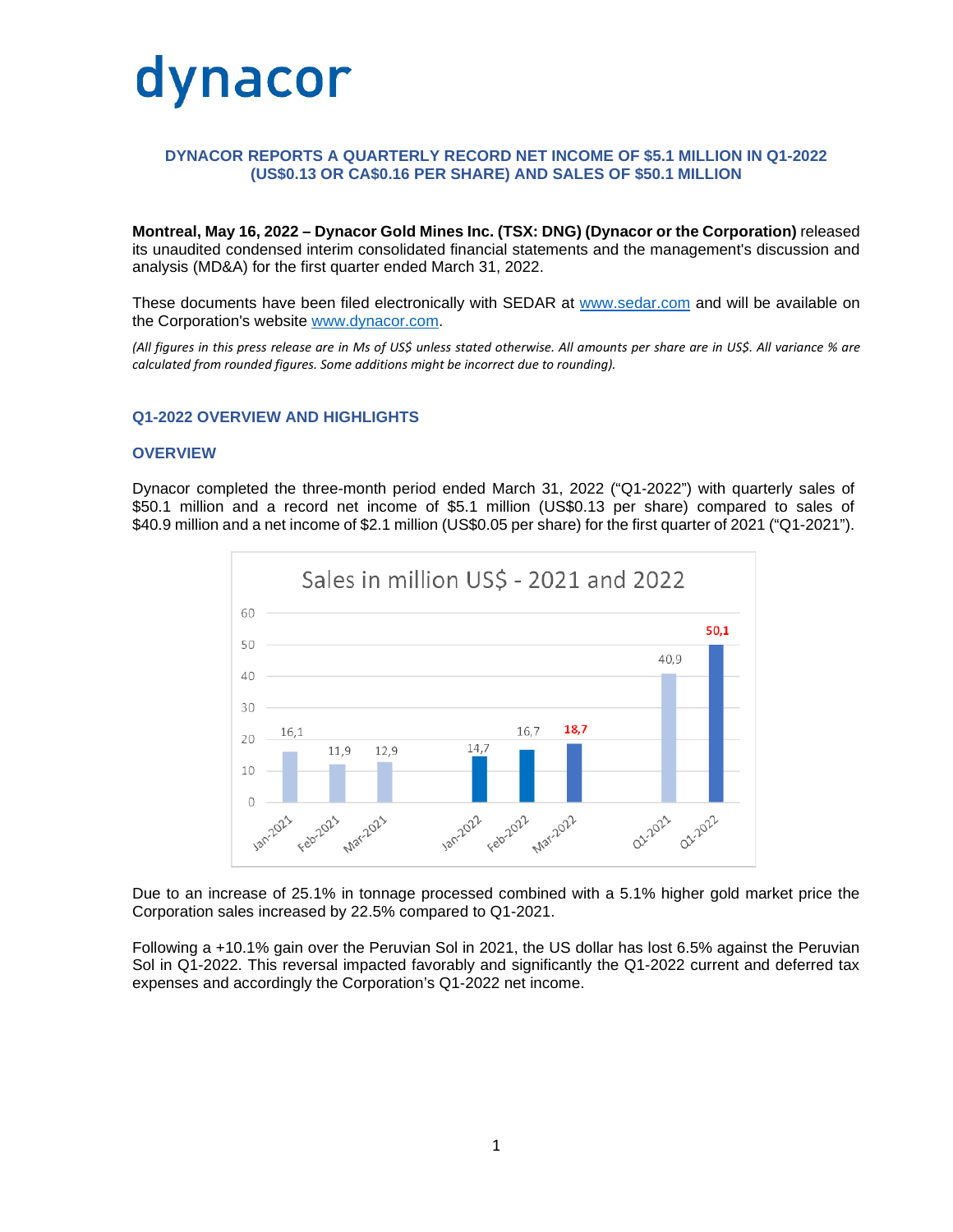# dynacor

## DYNACOR REPORTS A QUARTERLY RECORD NET INCOME OF $5.1 MILLION IN Q1-2022 (US$0.13 OR CA$0.16 PER SHARE) AND SALES OF $50.1 MILLION

**Montreal, May 16, 2022 – Dynacor Gold Mines Inc. (TSX: DNG) (Dynacor or the Corporation)** released its unaudited condensed interim consolidated financial statements and the management's discussion and analysis (MD&A) for the first quarter ended March 31, 2022.

These documents have been filed electronically with SEDAR at www.sedar.com and will be available on the Corporation's website www.dynacor.com.

*(All figures in this press release are in Ms of US$ unless stated otherwise. All amounts per share are in US$. All variance % are calculated from rounded figures. Some additions might be incorrect due to rounding).*

## Q1-2022 OVERVIEW AND HIGHLIGHTS

### OVERVIEW

Dynacor completed the three-month period ended March 31, 2022 ("Q1-2022") with quarterly sales of $50.1 million and a record net income of $5.1 million (US$0.13 per share) compared to sales of $40.9 million and a net income of $2.1 million (US$0.05 per share) for the first quarter of 2021 ("Q1-2021").

**Sales in million US$ - 2021 and 2022**

| Period | Sales (million US$) |
|---|---|
| Jan-2021 | 16,1 |
| Feb-2021 | 11,9 |
| Mar-2021 | 12,9 |
| Jan-2022 | 14,7 |
| Feb-2022 | 16,7 |
| Mar-2022 | 18,7 |
| Q1-2021 | 40,9 |
| Q1-2022 | 50,1 |

Due to an increase of 25.1% in tonnage processed combined with a 5.1% higher gold market price the Corporation sales increased by 22.5% compared to Q1-2021.

Following a +10.1% gain over the Peruvian Sol in 2021, the US dollar has lost 6.5% against the Peruvian Sol in Q1-2022. This reversal impacted favorably and significantly the Q1-2022 current and deferred tax expenses and accordingly the Corporation's Q1-2022 net income.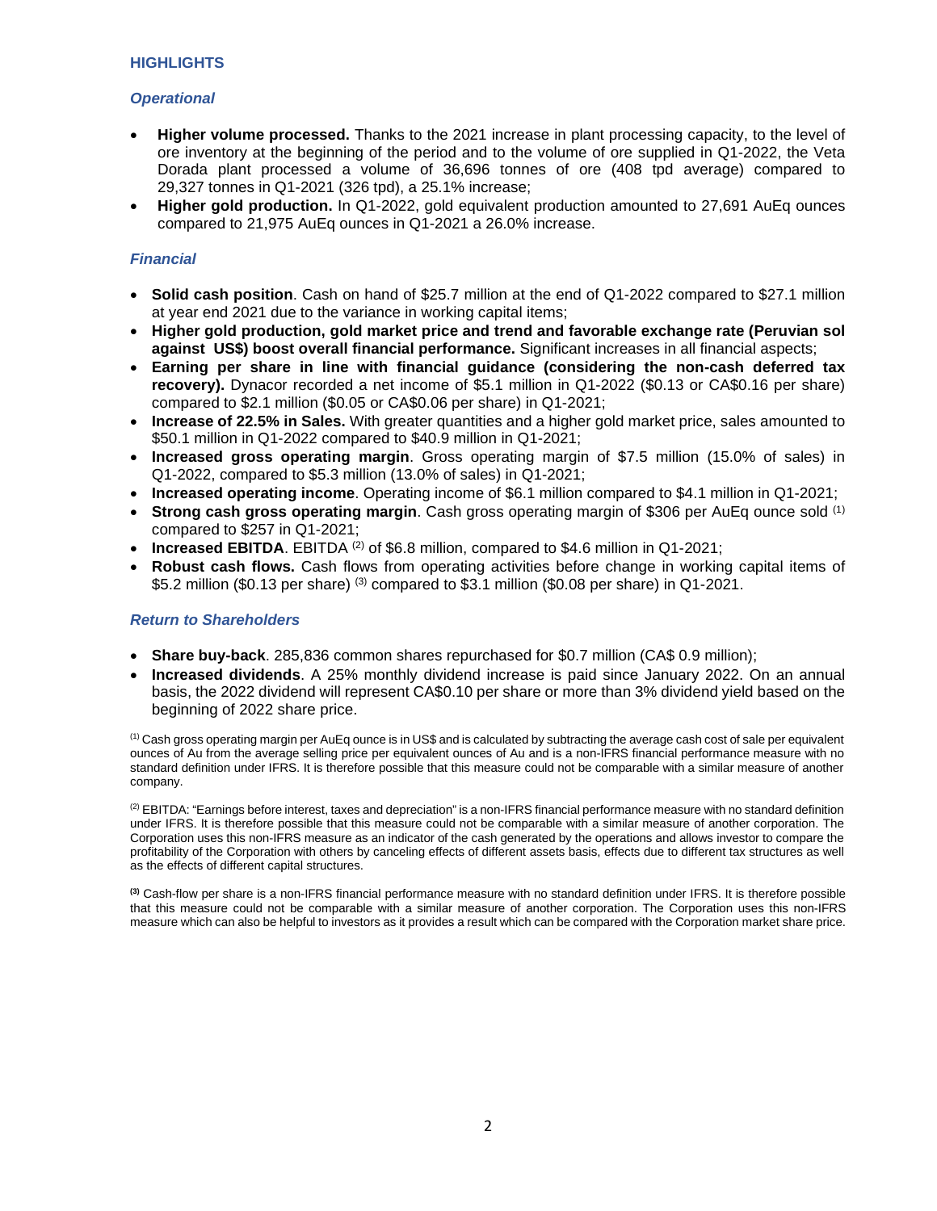## HIGHLIGHTS

### *Operational*

- **Higher volume processed.** Thanks to the 2021 increase in plant processing capacity, to the level of ore inventory at the beginning of the period and to the volume of ore supplied in Q1-2022, the Veta Dorada plant processed a volume of 36,696 tonnes of ore (408 tpd average) compared to 29,327 tonnes in Q1-2021 (326 tpd), a 25.1% increase;
- **Higher gold production.** In Q1-2022, gold equivalent production amounted to 27,691 AuEq ounces compared to 21,975 AuEq ounces in Q1-2021 a 26.0% increase.

### *Financial*

- **Solid cash position**. Cash on hand of $25.7 million at the end of Q1-2022 compared to $27.1 million at year end 2021 due to the variance in working capital items;
- **Higher gold production, gold market price and trend and favorable exchange rate (Peruvian sol against US$) boost overall financial performance.** Significant increases in all financial aspects;
- **Earning per share in line with financial guidance (considering the non-cash deferred tax recovery).** Dynacor recorded a net income of $5.1 million in Q1-2022 ($0.13 or CA$0.16 per share) compared to $2.1 million ($0.05 or CA$0.06 per share) in Q1-2021;
- **Increase of 22.5% in Sales.** With greater quantities and a higher gold market price, sales amounted to $50.1 million in Q1-2022 compared to $40.9 million in Q1-2021;
- **Increased gross operating margin**. Gross operating margin of $7.5 million (15.0% of sales) in Q1-2022, compared to $5.3 million (13.0% of sales) in Q1-2021;
- **Increased operating income**. Operating income of $6.1 million compared to $4.1 million in Q1-2021;
- **Strong cash gross operating margin**. Cash gross operating margin of $306 per AuEq ounce sold (1) compared to $257 in Q1-2021;
- **Increased EBITDA**. EBITDA (2) of $6.8 million, compared to $4.6 million in Q1-2021;
- **Robust cash flows.** Cash flows from operating activities before change in working capital items of $5.2 million ($0.13 per share) (3) compared to $3.1 million ($0.08 per share) in Q1-2021.

### *Return to Shareholders*

- **Share buy-back**. 285,836 common shares repurchased for $0.7 million (CA$ 0.9 million);
- **Increased dividends**. A 25% monthly dividend increase is paid since January 2022. On an annual basis, the 2022 dividend will represent CA$0.10 per share or more than 3% dividend yield based on the beginning of 2022 share price.

(1) Cash gross operating margin per AuEq ounce is in US$ and is calculated by subtracting the average cash cost of sale per equivalent ounces of Au from the average selling price per equivalent ounces of Au and is a non-IFRS financial performance measure with no standard definition under IFRS. It is therefore possible that this measure could not be comparable with a similar measure of another company.

(2) EBITDA: "Earnings before interest, taxes and depreciation" is a non-IFRS financial performance measure with no standard definition under IFRS. It is therefore possible that this measure could not be comparable with a similar measure of another corporation. The Corporation uses this non-IFRS measure as an indicator of the cash generated by the operations and allows investor to compare the profitability of the Corporation with others by canceling effects of different assets basis, effects due to different tax structures as well as the effects of different capital structures.

(3) Cash-flow per share is a non-IFRS financial performance measure with no standard definition under IFRS. It is therefore possible that this measure could not be comparable with a similar measure of another corporation. The Corporation uses this non-IFRS measure which can also be helpful to investors as it provides a result which can be compared with the Corporation market share price.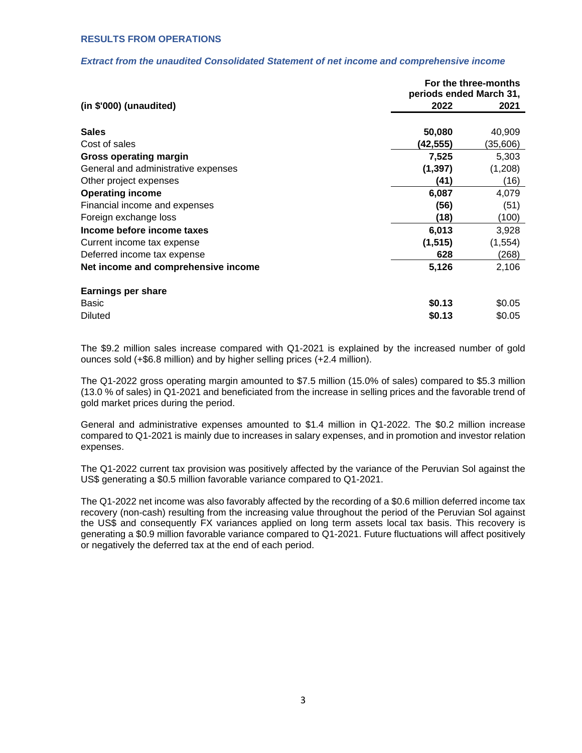### RESULTS FROM OPERATIONS

***Extract from the unaudited Consolidated Statement of net income and comprehensive income***

| (in $'000) (unaudited) | For the three-months periods ended March 31, 2022 | 2021 |
|---|---|---|
| **Sales** | **50,080** | 40,909 |
| Cost of sales | **(42,555)** | (35,606) |
| **Gross operating margin** | **7,525** | 5,303 |
| General and administrative expenses | **(1,397)** | (1,208) |
| Other project expenses | **(41)** | (16) |
| **Operating income** | **6,087** | 4,079 |
| Financial income and expenses | **(56)** | (51) |
| Foreign exchange loss | **(18)** | (100) |
| **Income before income taxes** | **6,013** | 3,928 |
| Current income tax expense | **(1,515)** | (1,554) |
| Deferred income tax expense | **628** | (268) |
| **Net income and comprehensive income** | **5,126** | 2,106 |
| | | |
| **Earnings per share** | | |
| Basic | **$0.13** | $0.05 |
| Diluted | **$0.13** | $0.05 |

The $9.2 million sales increase compared with Q1-2021 is explained by the increased number of gold ounces sold (+$6.8 million) and by higher selling prices (+2.4 million).

The Q1-2022 gross operating margin amounted to $7.5 million (15.0% of sales) compared to $5.3 million (13.0 % of sales) in Q1-2021 and beneficiated from the increase in selling prices and the favorable trend of gold market prices during the period.

General and administrative expenses amounted to $1.4 million in Q1-2022. The $0.2 million increase compared to Q1-2021 is mainly due to increases in salary expenses, and in promotion and investor relation expenses.

The Q1-2022 current tax provision was positively affected by the variance of the Peruvian Sol against the US$ generating a $0.5 million favorable variance compared to Q1-2021.

The Q1-2022 net income was also favorably affected by the recording of a $0.6 million deferred income tax recovery (non-cash) resulting from the increasing value throughout the period of the Peruvian Sol against the US$ and consequently FX variances applied on long term assets local tax basis. This recovery is generating a $0.9 million favorable variance compared to Q1-2021. Future fluctuations will affect positively or negatively the deferred tax at the end of each period.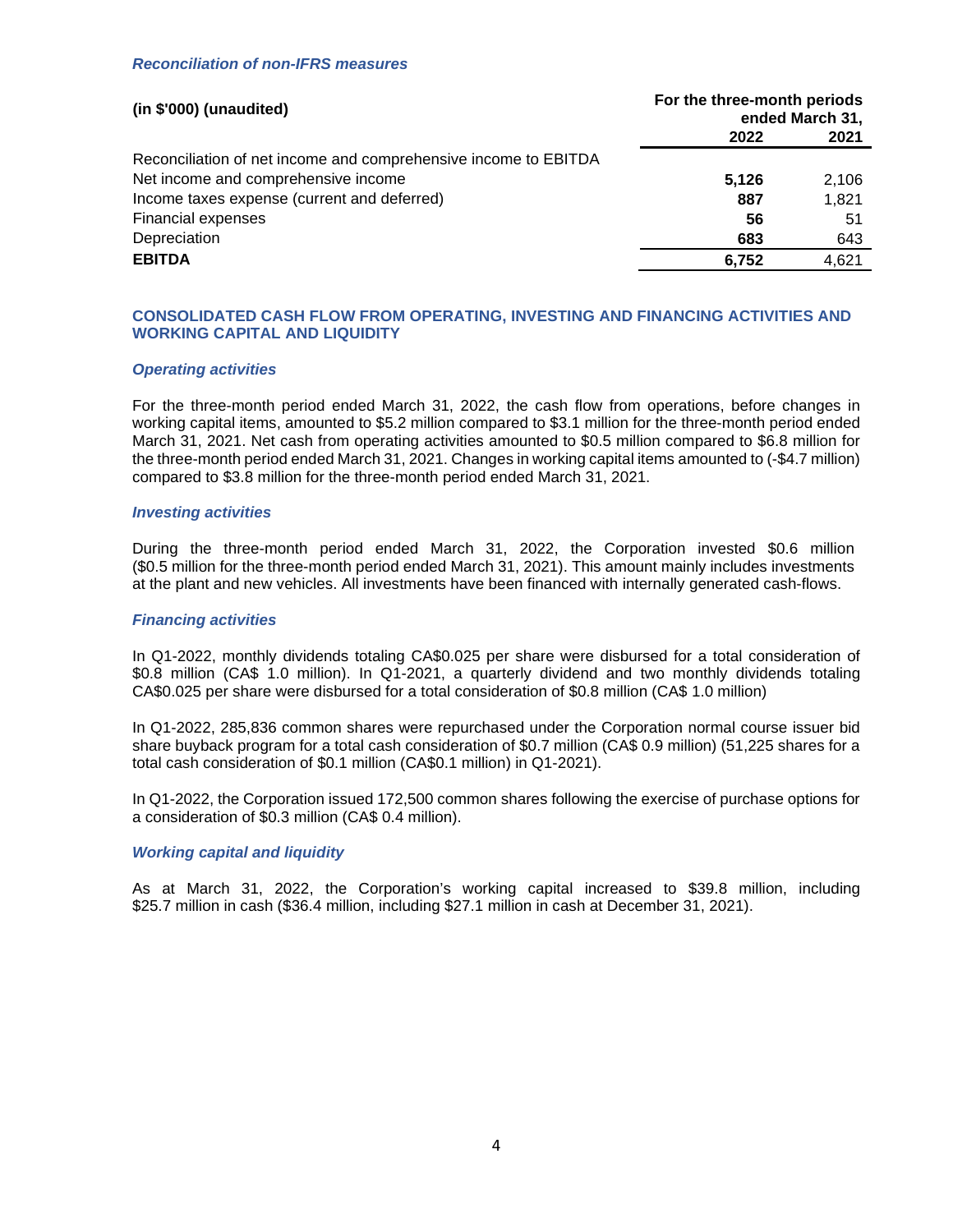### *Reconciliation of non-IFRS measures*

| (in $'000) (unaudited) | For the three-month periods ended March 31, | |
|---|---|---|
| | **2022** | **2021** |
| Reconciliation of net income and comprehensive income to EBITDA | | |
| Net income and comprehensive income | **5,126** | 2,106 |
| Income taxes expense (current and deferred) | **887** | 1,821 |
| Financial expenses | **56** | 51 |
| Depreciation | **683** | 643 |
| **EBITDA** | **6,752** | 4,621 |

## CONSOLIDATED CASH FLOW FROM OPERATING, INVESTING AND FINANCING ACTIVITIES AND WORKING CAPITAL AND LIQUIDITY

### *Operating activities*

For the three-month period ended March 31, 2022, the cash flow from operations, before changes in working capital items, amounted to $5.2 million compared to $3.1 million for the three-month period ended March 31, 2021. Net cash from operating activities amounted to $0.5 million compared to $6.8 million for the three-month period ended March 31, 2021. Changes in working capital items amounted to (-$4.7 million) compared to $3.8 million for the three-month period ended March 31, 2021.

### *Investing activities*

During the three-month period ended March 31, 2022, the Corporation invested $0.6 million ($0.5 million for the three-month period ended March 31, 2021). This amount mainly includes investments at the plant and new vehicles. All investments have been financed with internally generated cash-flows.

### *Financing activities*

In Q1-2022, monthly dividends totaling CA$0.025 per share were disbursed for a total consideration of $0.8 million (CA$ 1.0 million). In Q1-2021, a quarterly dividend and two monthly dividends totaling CA$0.025 per share were disbursed for a total consideration of $0.8 million (CA$ 1.0 million)

In Q1-2022, 285,836 common shares were repurchased under the Corporation normal course issuer bid share buyback program for a total cash consideration of $0.7 million (CA$ 0.9 million) (51,225 shares for a total cash consideration of $0.1 million (CA$0.1 million) in Q1-2021).

In Q1-2022, the Corporation issued 172,500 common shares following the exercise of purchase options for a consideration of $0.3 million (CA$ 0.4 million).

### *Working capital and liquidity*

As at March 31, 2022, the Corporation's working capital increased to $39.8 million, including $25.7 million in cash ($36.4 million, including $27.1 million in cash at December 31, 2021).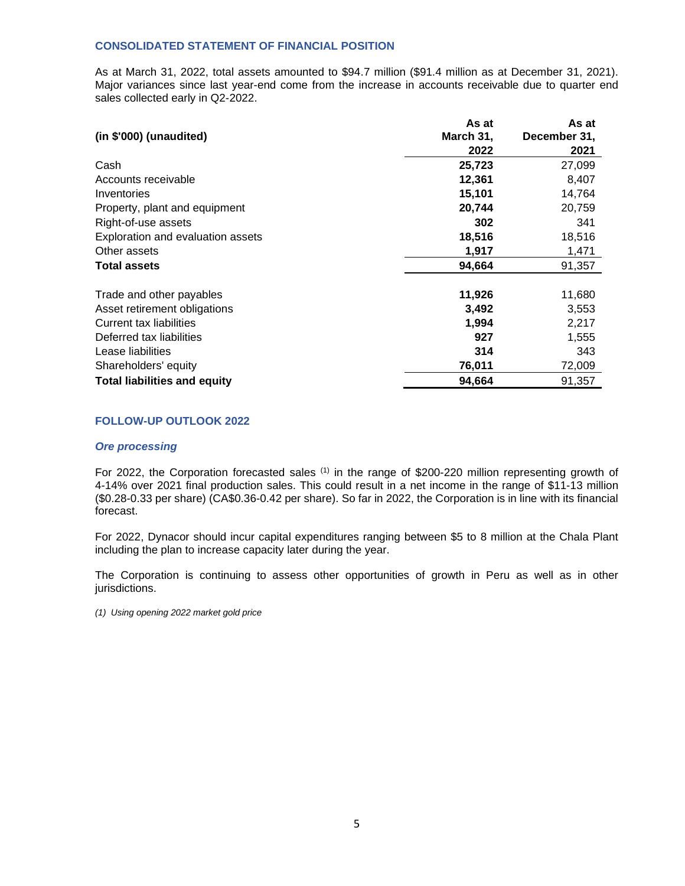## CONSOLIDATED STATEMENT OF FINANCIAL POSITION

As at March 31, 2022, total assets amounted to $94.7 million ($91.4 million as at December 31, 2021). Major variances since last year-end come from the increase in accounts receivable due to quarter end sales collected early in Q2-2022.

| (in $'000) (unaudited) | As at March 31, 2022 | As at December 31, 2021 |
|---|---|---|
| Cash | **25,723** | 27,099 |
| Accounts receivable | **12,361** | 8,407 |
| Inventories | **15,101** | 14,764 |
| Property, plant and equipment | **20,744** | 20,759 |
| Right-of-use assets | **302** | 341 |
| Exploration and evaluation assets | **18,516** | 18,516 |
| Other assets | **1,917** | 1,471 |
| **Total assets** | **94,664** | 91,357 |
| | | |
| Trade and other payables | **11,926** | 11,680 |
| Asset retirement obligations | **3,492** | 3,553 |
| Current tax liabilities | **1,994** | 2,217 |
| Deferred tax liabilities | **927** | 1,555 |
| Lease liabilities | **314** | 343 |
| Shareholders' equity | **76,011** | 72,009 |
| **Total liabilities and equity** | **94,664** | 91,357 |

## FOLLOW-UP OUTLOOK 2022

### *Ore processing*

For 2022, the Corporation forecasted sales [(1)] in the range of $200-220 million representing growth of 4-14% over 2021 final production sales. This could result in a net income in the range of $11-13 million ($0.28-0.33 per share) (CA$0.36-0.42 per share). So far in 2022, the Corporation is in line with its financial forecast.

For 2022, Dynacor should incur capital expenditures ranging between $5 to 8 million at the Chala Plant including the plan to increase capacity later during the year.

The Corporation is continuing to assess other opportunities of growth in Peru as well as in other jurisdictions.

*(1) Using opening 2022 market gold price*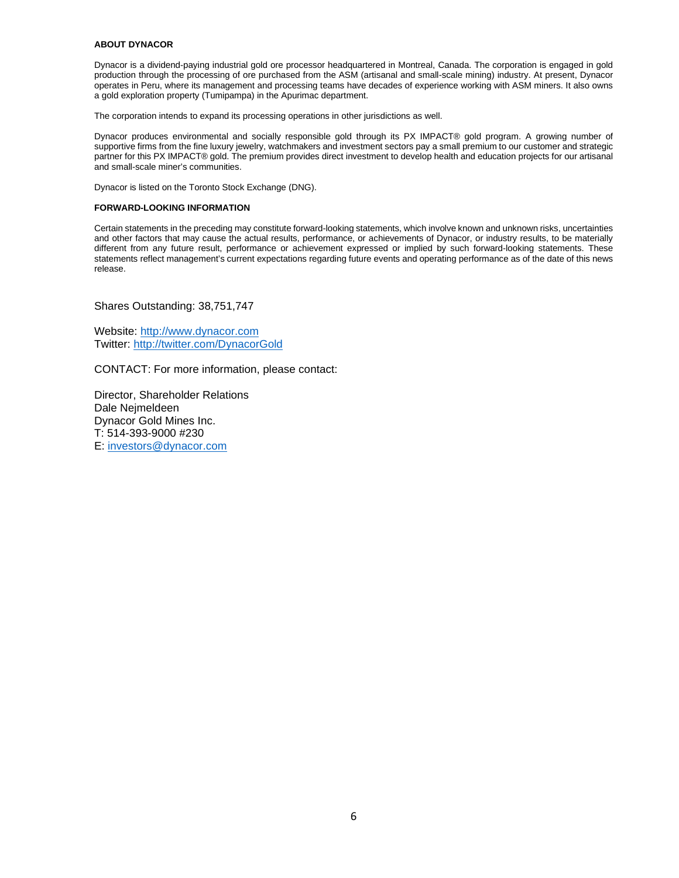**ABOUT DYNACOR**

Dynacor is a dividend-paying industrial gold ore processor headquartered in Montreal, Canada. The corporation is engaged in gold production through the processing of ore purchased from the ASM (artisanal and small-scale mining) industry. At present, Dynacor operates in Peru, where its management and processing teams have decades of experience working with ASM miners. It also owns a gold exploration property (Tumipampa) in the Apurimac department.

The corporation intends to expand its processing operations in other jurisdictions as well.

Dynacor produces environmental and socially responsible gold through its PX IMPACT® gold program. A growing number of supportive firms from the fine luxury jewelry, watchmakers and investment sectors pay a small premium to our customer and strategic partner for this PX IMPACT® gold. The premium provides direct investment to develop health and education projects for our artisanal and small-scale miner's communities.

Dynacor is listed on the Toronto Stock Exchange (DNG).

**FORWARD-LOOKING INFORMATION**

Certain statements in the preceding may constitute forward-looking statements, which involve known and unknown risks, uncertainties and other factors that may cause the actual results, performance, or achievements of Dynacor, or industry results, to be materially different from any future result, performance or achievement expressed or implied by such forward-looking statements. These statements reflect management's current expectations regarding future events and operating performance as of the date of this news release.

Shares Outstanding: 38,751,747

Website: http://www.dynacor.com
Twitter: http://twitter.com/DynacorGold

CONTACT: For more information, please contact:

Director, Shareholder Relations
Dale Nejmeldeen
Dynacor Gold Mines Inc.
T: 514-393-9000 #230
E: investors@dynacor.com